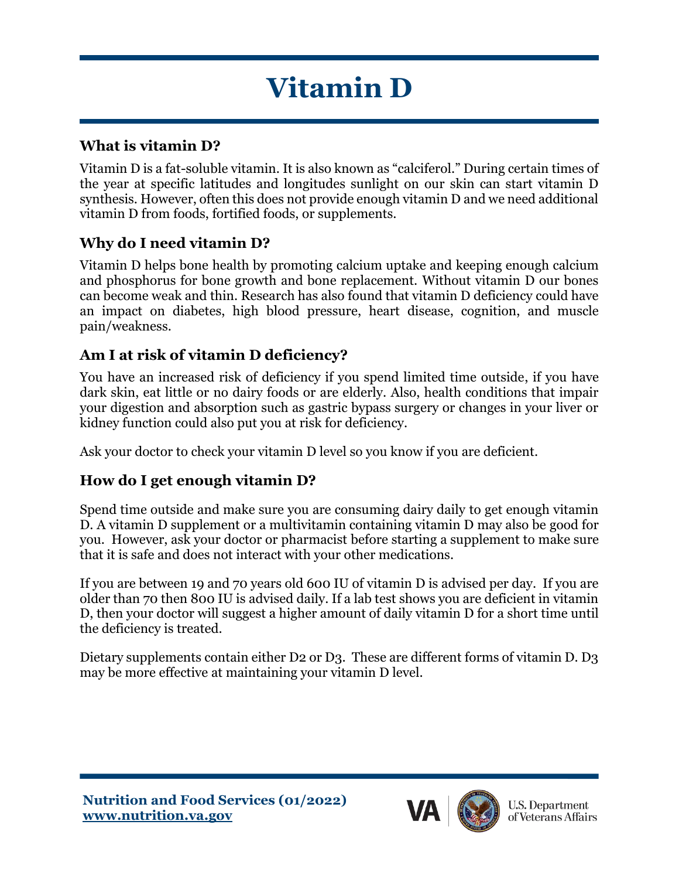# Vitamin D

## What is vitamin D?

Vitamin D is a fat-soluble vitamin. It is also known as "calciferol." During certain times of the year at specific latitudes and longitudes sunlight on our skin can start vitamin D synthesis. However, often this does not provide enough vitamin D and we need additional vitamin D from foods, fortified foods, or supplements.

## Why do I need vitamin D?

Vitamin D helps bone health by promoting calcium uptake and keeping enough calcium and phosphorus for bone growth and bone replacement. Without vitamin D our bones can become weak and thin. Research has also found that vitamin D deficiency could have an impact on diabetes, high blood pressure, heart disease, cognition, and muscle pain/weakness.

## Am I at risk of vitamin D deficiency?

You have an increased risk of deficiency if you spend limited time outside, if you have dark skin, eat little or no dairy foods or are elderly. Also, health conditions that impair your digestion and absorption such as gastric bypass surgery or changes in your liver or kidney function could also put you at risk for deficiency.

Ask your doctor to check your vitamin D level so you know if you are deficient.

## How do I get enough vitamin D?

Spend time outside and make sure you are consuming dairy daily to get enough vitamin D. A vitamin D supplement or a multivitamin containing vitamin D may also be good for you. However, ask your doctor or pharmacist before starting a supplement to make sure that it is safe and does not interact with your other medications.

If you are between 19 and 70 years old 600 IU of vitamin D is advised per day. If you are older than 70 then 800 IU is advised daily. If a lab test shows you are deficient in vitamin D, then your doctor will suggest a higher amount of daily vitamin D for a short time until the deficiency is treated.

Dietary supplements contain either D2 or D3. These are different forms of vitamin D. D3 may be more effective at maintaining your vitamin D level.

**Nutrition and Food Services (01/2022)**
**www.nutrition.va.gov**

VA | U.S. Department of Veterans Affairs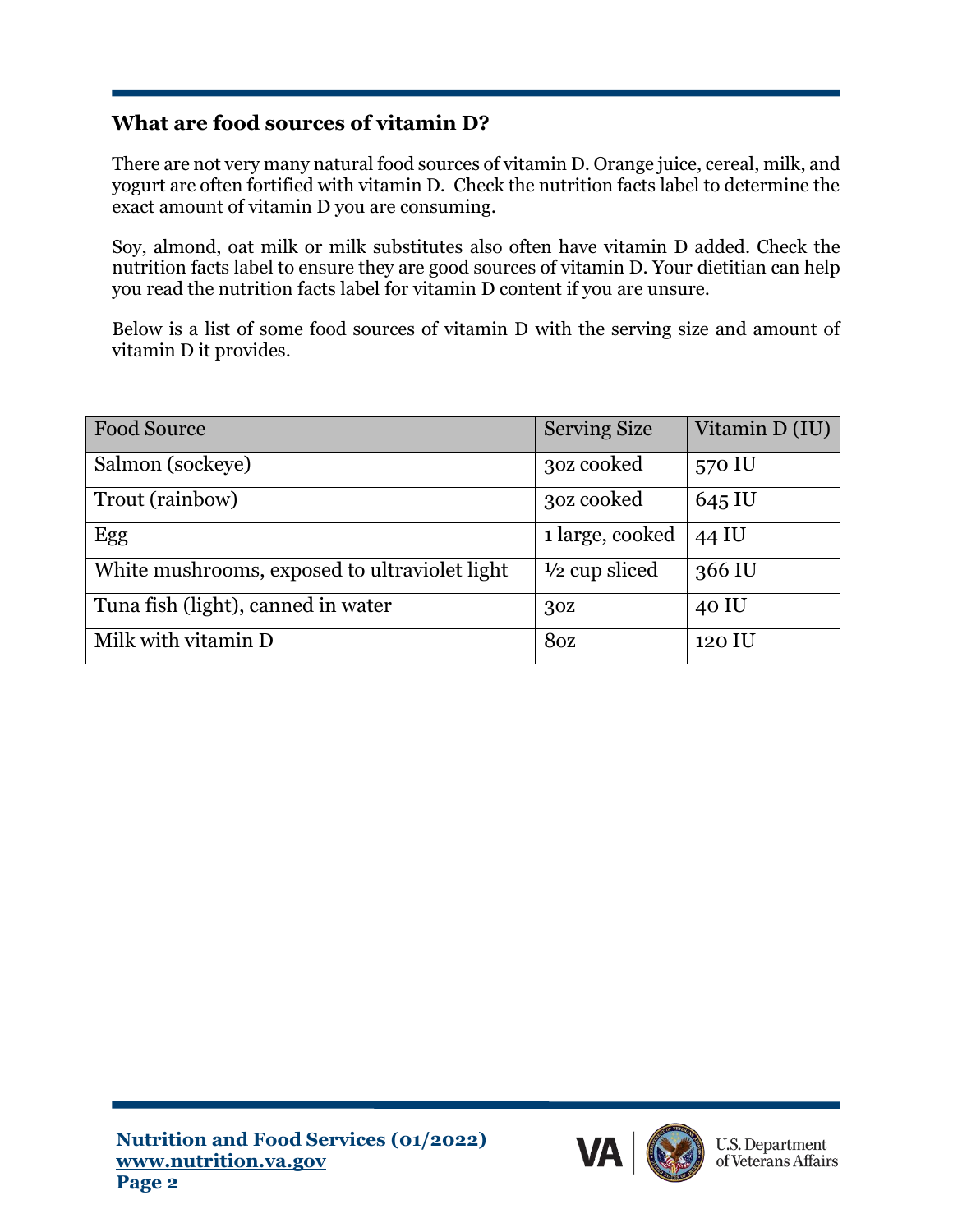### What are food sources of vitamin D?

There are not very many natural food sources of vitamin D. Orange juice, cereal, milk, and yogurt are often fortified with vitamin D. Check the nutrition facts label to determine the exact amount of vitamin D you are consuming.

Soy, almond, oat milk or milk substitutes also often have vitamin D added. Check the nutrition facts label to ensure they are good sources of vitamin D. Your dietitian can help you read the nutrition facts label for vitamin D content if you are unsure.

Below is a list of some food sources of vitamin D with the serving size and amount of vitamin D it provides.

| Food Source | Serving Size | Vitamin D (IU) |
|---|---|---|
| Salmon (sockeye) | 3oz cooked | 570 IU |
| Trout (rainbow) | 3oz cooked | 645 IU |
| Egg | 1 large, cooked | 44 IU |
| White mushrooms, exposed to ultraviolet light | ½ cup sliced | 366 IU |
| Tuna fish (light), canned in water | 3oz | 40 IU |
| Milk with vitamin D | 8oz | 120 IU |

**Nutrition and Food Services (01/2022)**
**www.nutrition.va.gov**